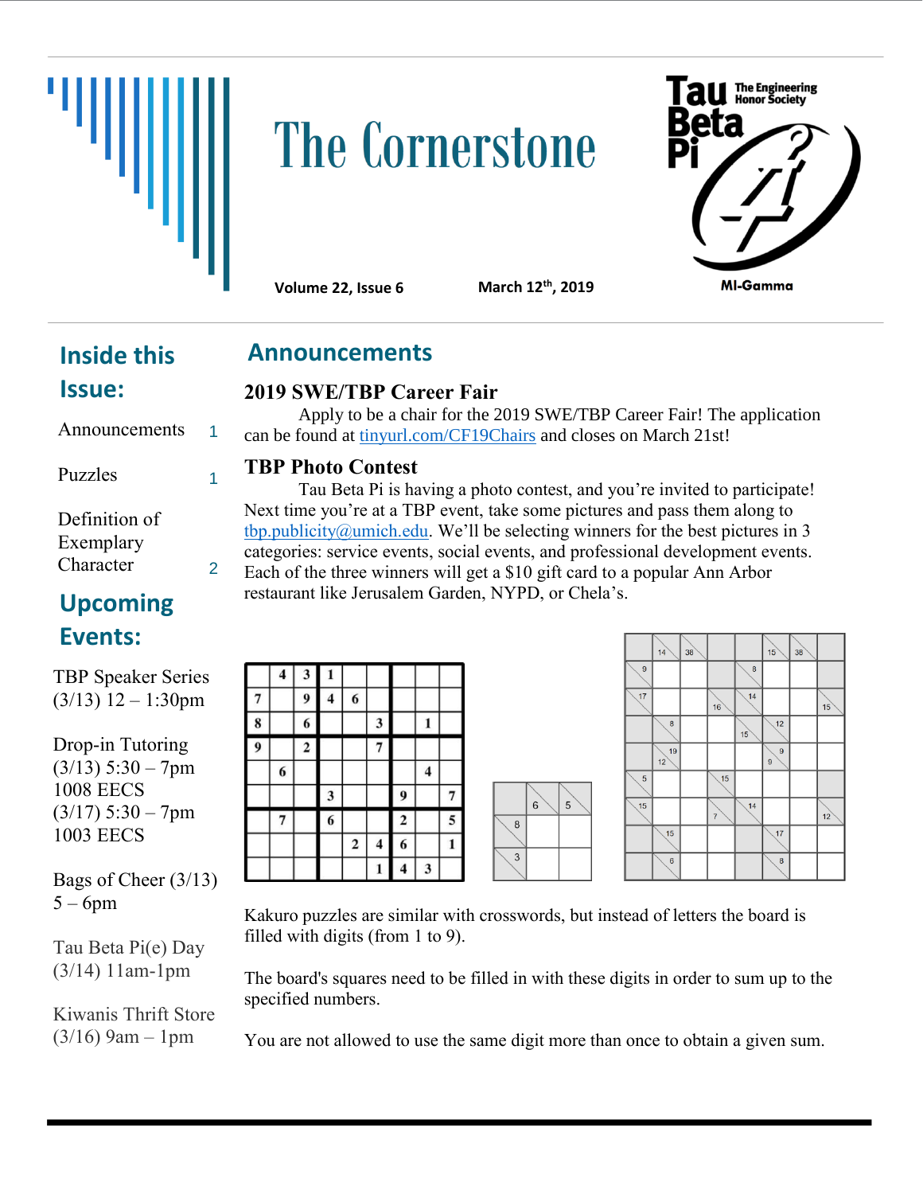# The Cornerstone

**Volume 22, Issue 6** — **March 12th, 2019**

Tau Beta Pi — The Engineering Honor Society — MI-Gamma

## Inside this Issue:

| | |
|---|---|
| Announcements | 1 |
| Puzzles | 1 |
| Definition of Exemplary Character | 2 |

## Upcoming Events:

TBP Speaker Series (3/13) 12 – 1:30pm

Drop-in Tutoring (3/13) 5:30 – 7pm 1008 EECS (3/17) 5:30 – 7pm 1003 EECS

Bags of Cheer (3/13) 5 – 6pm

Tau Beta Pi(e) Day (3/14) 11am-1pm

Kiwanis Thrift Store (3/16) 9am – 1pm

## Announcements

### 2019 SWE/TBP Career Fair

Apply to be a chair for the 2019 SWE/TBP Career Fair! The application can be found at tinyurl.com/CF19Chairs and closes on March 21st!

### TBP Photo Contest

Tau Beta Pi is having a photo contest, and you're invited to participate! Next time you're at a TBP event, take some pictures and pass them along to tbp.publicity@umich.edu. We'll be selecting winners for the best pictures in 3 categories: service events, social events, and professional development events. Each of the three winners will get a $10 gift card to a popular Ann Arbor restaurant like Jerusalem Garden, NYPD, or Chela's.

| | | | | | | | | |
|---|---|---|---|---|---|---|---|---|
| | 4 | 3 | 1 | | | | | |
| 7 | | 9 | 4 | 6 | | | | |
| 8 | | 6 | | | 3 | | 1 | |
| 9 | | 2 | | | 7 | | | |
| | 6 | | | | | | 4 | |
| | | | 3 | | | 9 | | 7 |
| | 7 | | 6 | | | 2 | | 5 |
| | | | | 2 | 4 | 6 | | 1 |
| | | | | | 1 | 4 | 3 | |

Kakuro puzzles are similar with crosswords, but instead of letters the board is filled with digits (from 1 to 9).

The board's squares need to be filled in with these digits in order to sum up to the specified numbers.

You are not allowed to use the same digit more than once to obtain a given sum.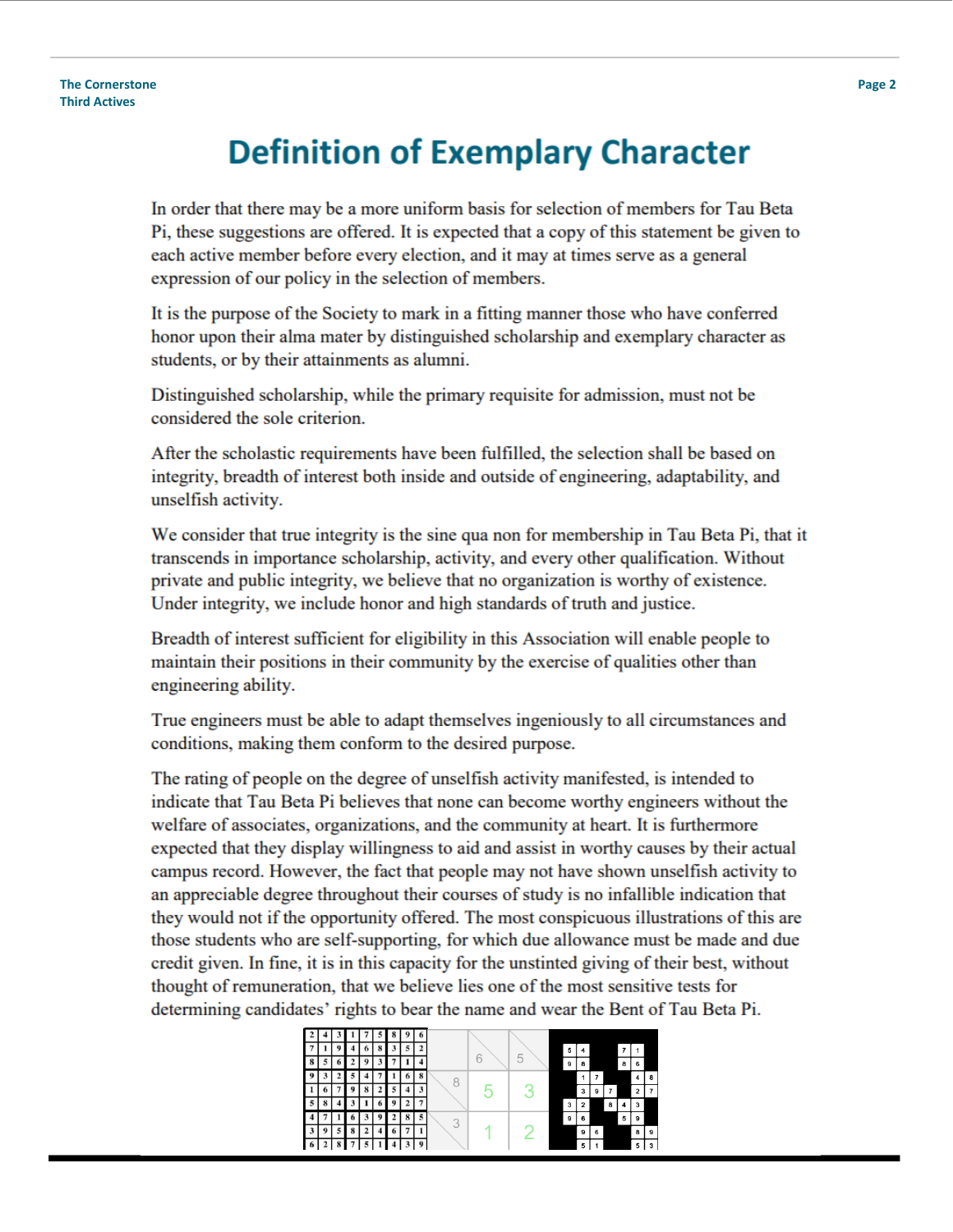# Definition of Exemplary Character

In order that there may be a more uniform basis for selection of members for Tau Beta Pi, these suggestions are offered. It is expected that a copy of this statement be given to each active member before every election, and it may at times serve as a general expression of our policy in the selection of members.

It is the purpose of the Society to mark in a fitting manner those who have conferred honor upon their alma mater by distinguished scholarship and exemplary character as students, or by their attainments as alumni.

Distinguished scholarship, while the primary requisite for admission, must not be considered the sole criterion.

After the scholastic requirements have been fulfilled, the selection shall be based on integrity, breadth of interest both inside and outside of engineering, adaptability, and unselfish activity.

We consider that true integrity is the sine qua non for membership in Tau Beta Pi, that it transcends in importance scholarship, activity, and every other qualification. Without private and public integrity, we believe that no organization is worthy of existence. Under integrity, we include honor and high standards of truth and justice.

Breadth of interest sufficient for eligibility in this Association will enable people to maintain their positions in their community by the exercise of qualities other than engineering ability.

True engineers must be able to adapt themselves ingeniously to all circumstances and conditions, making them conform to the desired purpose.

The rating of people on the degree of unselfish activity manifested, is intended to indicate that Tau Beta Pi believes that none can become worthy engineers without the welfare of associates, organizations, and the community at heart. It is furthermore expected that they display willingness to aid and assist in worthy causes by their actual campus record. However, the fact that people may not have shown unselfish activity to an appreciable degree throughout their courses of study is no infallible indication that they would not if the opportunity offered. The most conspicuous illustrations of this are those students who are self-supporting, for which due allowance must be made and due credit given. In fine, it is in this capacity for the unstinted giving of their best, without thought of remuneration, that we believe lies one of the most sensitive tests for determining candidates' rights to bear the name and wear the Bent of Tau Beta Pi.